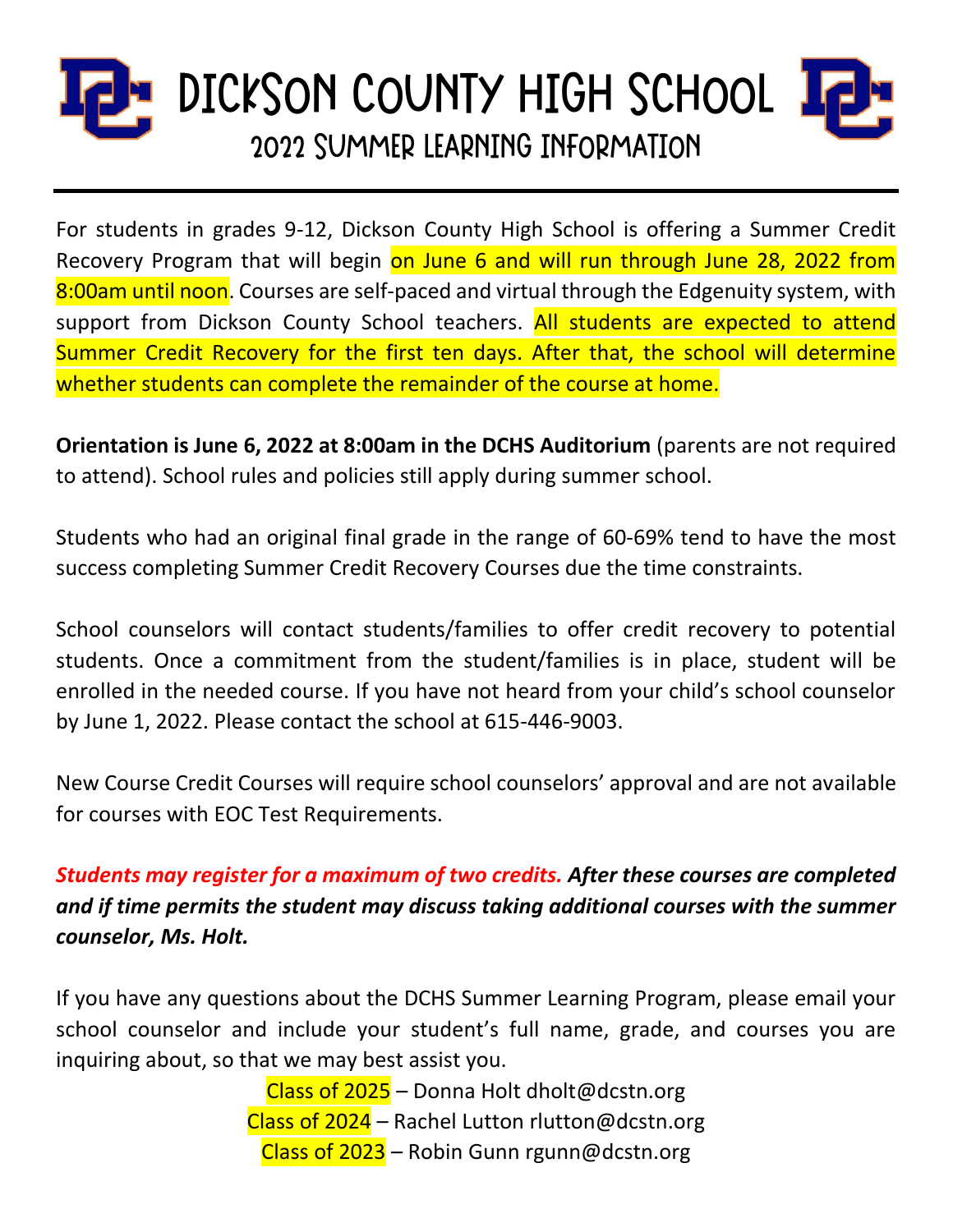# DICKSON COUNTY HIGH SCHOOL

## 2022 SUMMER LEARNING INFORMATION

For students in grades 9-12, Dickson County High School is offering a Summer Credit Recovery Program that will begin on June 6 and will run through June 28, 2022 from 8:00am until noon. Courses are self-paced and virtual through the Edgenuity system, with support from Dickson County School teachers. All students are expected to attend Summer Credit Recovery for the first ten days. After that, the school will determine whether students can complete the remainder of the course at home.

**Orientation is June 6, 2022 at 8:00am in the DCHS Auditorium** (parents are not required to attend). School rules and policies still apply during summer school.

Students who had an original final grade in the range of 60-69% tend to have the most success completing Summer Credit Recovery Courses due the time constraints.

School counselors will contact students/families to offer credit recovery to potential students. Once a commitment from the student/families is in place, student will be enrolled in the needed course. If you have not heard from your child's school counselor by June 1, 2022. Please contact the school at 615-446-9003.

New Course Credit Courses will require school counselors' approval and are not available for courses with EOC Test Requirements.

***Students may register for a maximum of two credits. After these courses are completed and if time permits the student may discuss taking additional courses with the summer counselor, Ms. Holt.***

If you have any questions about the DCHS Summer Learning Program, please email your school counselor and include your student's full name, grade, and courses you are inquiring about, so that we may best assist you.

Class of 2025 – Donna Holt dholt@dcstn.org
Class of 2024 – Rachel Lutton rlutton@dcstn.org
Class of 2023 – Robin Gunn rgunn@dcstn.org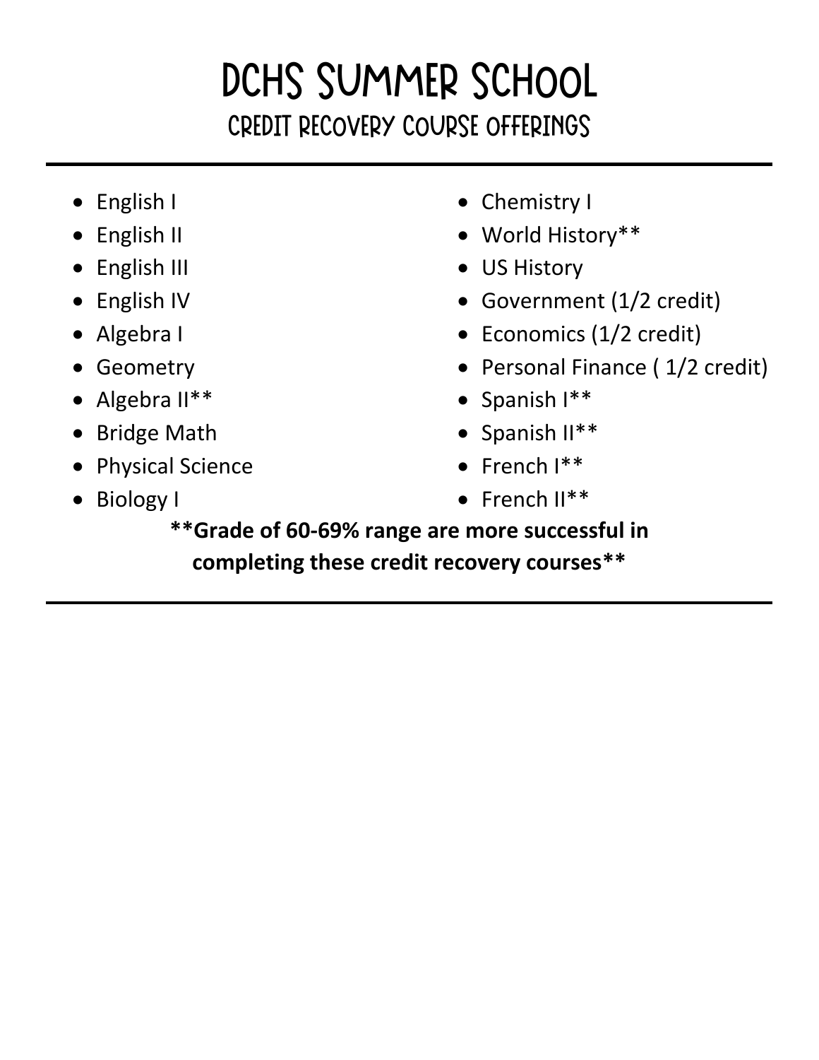# DCHS SUMMER SCHOOL

## CREDIT RECOVERY COURSE OFFERINGS

- English I
- English II
- English III
- English IV
- Algebra I
- Geometry
- Algebra II**
- Bridge Math
- Physical Science
- Biology I
- Chemistry I
- World History**
- US History
- Government (1/2 credit)
- Economics (1/2 credit)
- Personal Finance ( 1/2 credit)
- Spanish I**
- Spanish II**
- French I**
- French II**

**\*\*Grade of 60-69% range are more successful in completing these credit recovery courses\*\***